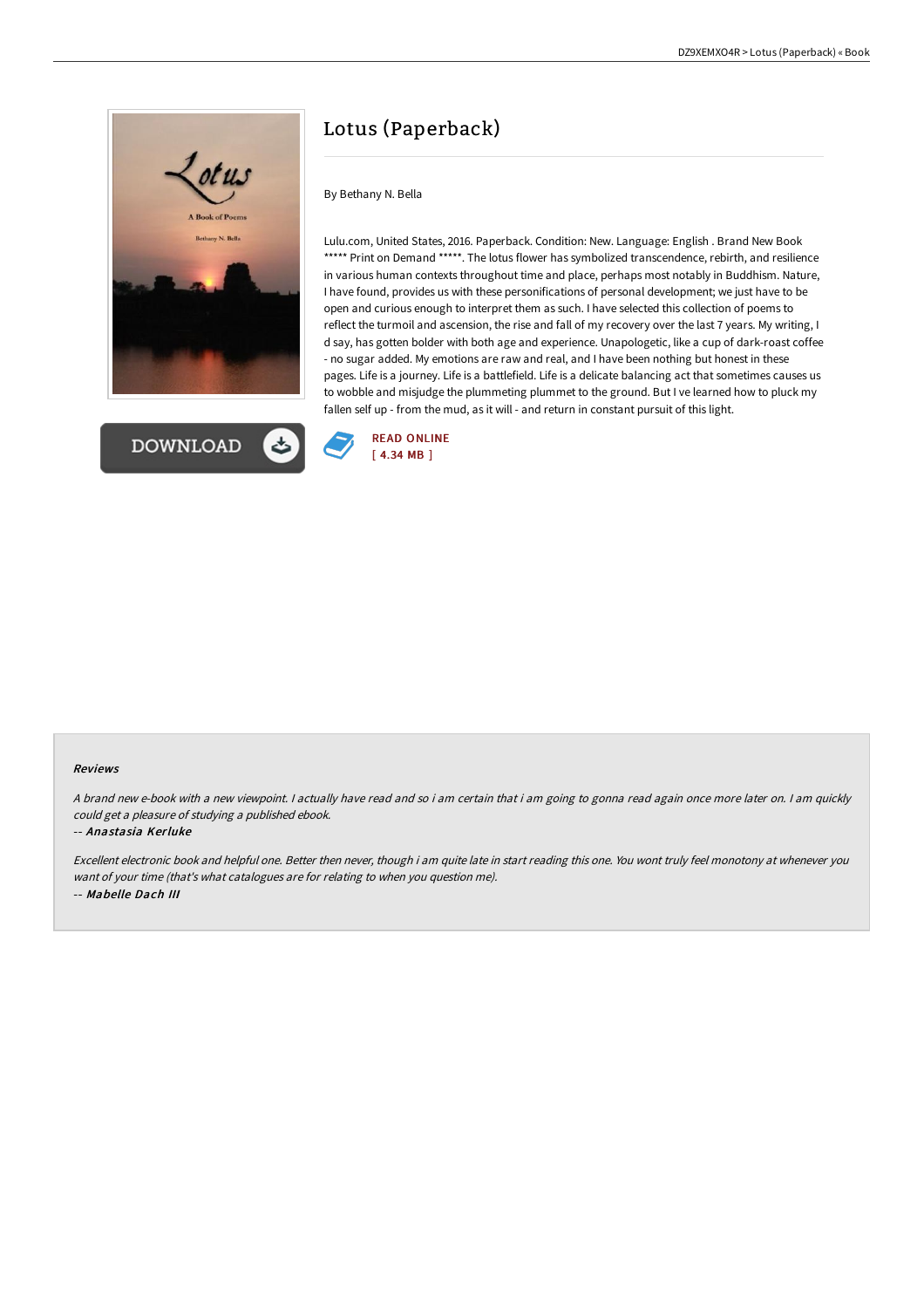# Lotus (Paperback)

By Bethany N. Bella

Lulu.com, United States, 2016. Paperback. Condition: New. Language: English . Brand New Book ***** Print on Demand *****. The lotus flower has symbolized transcendence, rebirth, and resilience in various human contexts throughout time and place, perhaps most notably in Buddhism. Nature, I have found, provides us with these personifications of personal development; we just have to be open and curious enough to interpret them as such. I have selected this collection of poems to reflect the turmoil and ascension, the rise and fall of my recovery over the last 7 years. My writing, I d say, has gotten bolder with both age and experience. Unapologetic, like a cup of dark-roast coffee - no sugar added. My emotions are raw and real, and I have been nothing but honest in these pages. Life is a journey. Life is a battlefield. Life is a delicate balancing act that sometimes causes us to wobble and misjudge the plummeting plummet to the ground. But I ve learned how to pluck my fallen self up - from the mud, as it will - and return in constant pursuit of this light.

DOWNLOAD

READ ONLINE
[ 4.34 MB ]

### Reviews

*A brand new e-book with a new viewpoint. I actually have read and so i am certain that i am going to gonna read again once more later on. I am quickly could get a pleasure of studying a published ebook.*

-- ***Anastasia Kerluke***

*Excellent electronic book and helpful one. Better then never, though i am quite late in start reading this one. You wont truly feel monotony at whenever you want of your time (that's what catalogues are for relating to when you question me).*

-- ***Mabelle Dach III***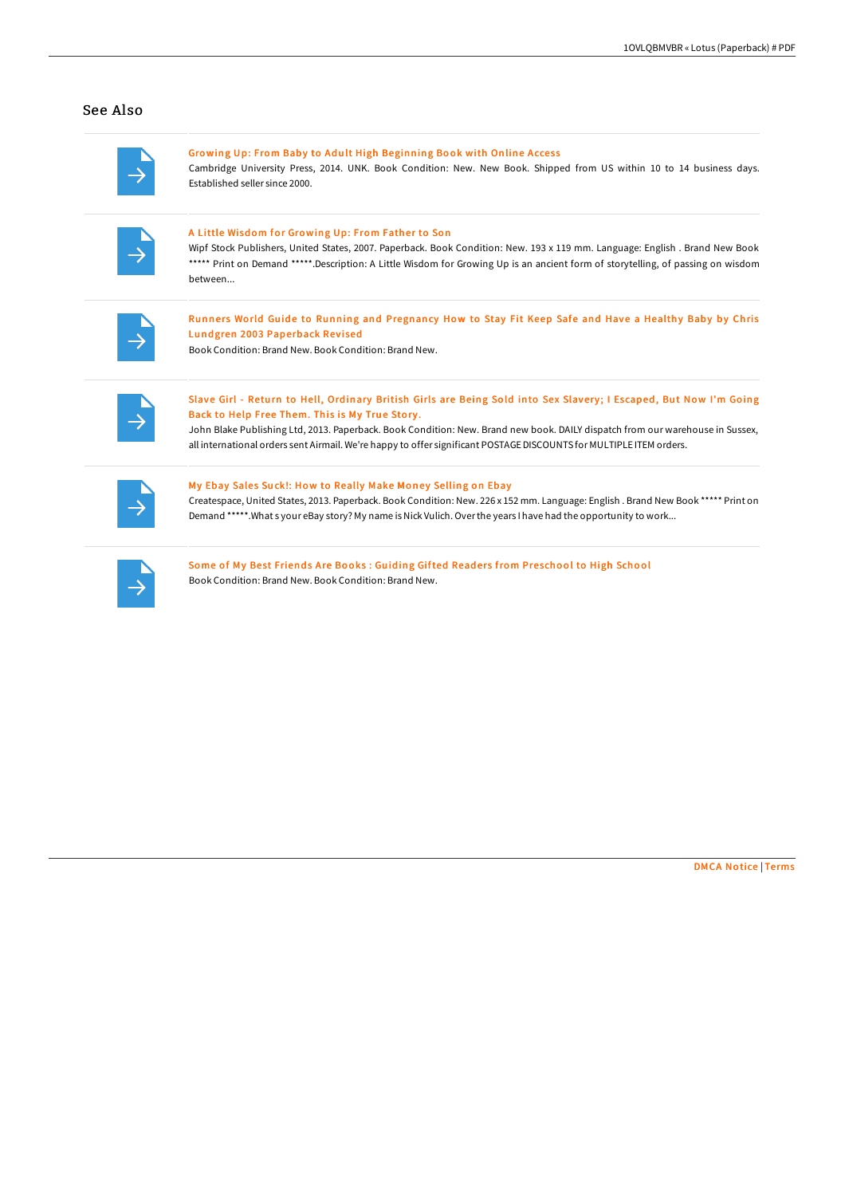## See Also

**Growing Up: From Baby to Adult High Beginning Book with Online Access**

Cambridge University Press, 2014. UNK. Book Condition: New. New Book. Shipped from US within 10 to 14 business days. Established seller since 2000.

**A Little Wisdom for Growing Up: From Father to Son**

Wipf Stock Publishers, United States, 2007. Paperback. Book Condition: New. 193 x 119 mm. Language: English . Brand New Book ***** Print on Demand *****.Description: A Little Wisdom for Growing Up is an ancient form of storytelling, of passing on wisdom between...

**Runners World Guide to Running and Pregnancy How to Stay Fit Keep Safe and Have a Healthy Baby by Chris Lundgren 2003 Paperback Revised**

Book Condition: Brand New. Book Condition: Brand New.

**Slave Girl - Return to Hell, Ordinary British Girls are Being Sold into Sex Slavery; I Escaped, But Now I'm Going Back to Help Free Them. This is My True Story.**

John Blake Publishing Ltd, 2013. Paperback. Book Condition: New. Brand new book. DAILY dispatch from our warehouse in Sussex, all international orders sent Airmail. We're happy to offer significant POSTAGE DISCOUNTS for MULTIPLE ITEM orders.

**My Ebay Sales Suck!: How to Really Make Money Selling on Ebay**

Createspace, United States, 2013. Paperback. Book Condition: New. 226 x 152 mm. Language: English . Brand New Book ***** Print on Demand *****.What s your eBay story? My name is Nick Vulich. Over the years I have had the opportunity to work...

**Some of My Best Friends Are Books : Guiding Gifted Readers from Preschool to High School**

Book Condition: Brand New. Book Condition: Brand New.

DMCA Notice | Terms